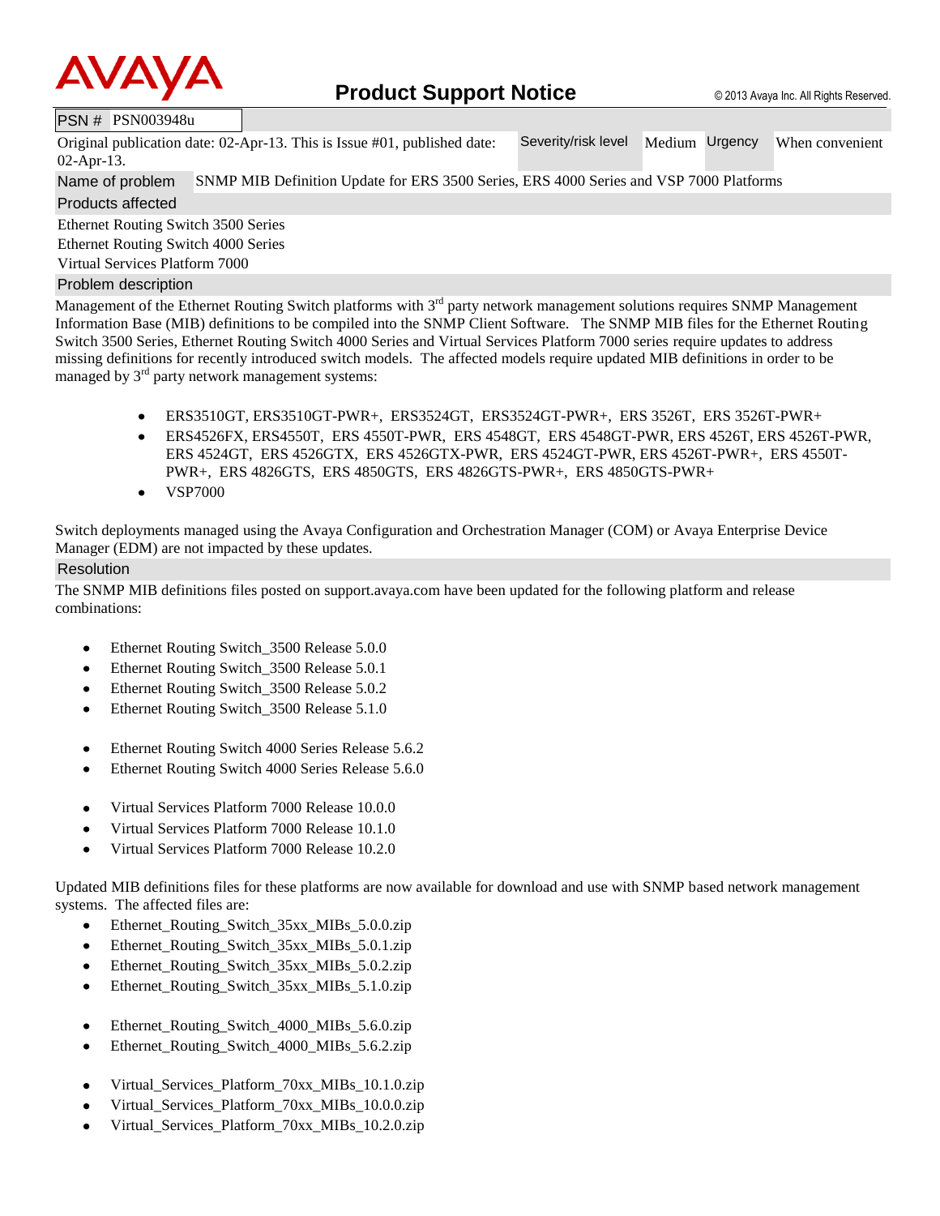# Product Support Notice

© 2013 Avaya Inc. All Rights Reserved.

| | | | | | |
|---|---|---|---|---|---|
| PSN # | PSN003948u | | | | |
| Original publication date: 02-Apr-13. This is Issue #01, published date: 02-Apr-13. | | Severity/risk level | Medium | Urgency | When convenient |
| Name of problem | SNMP MIB Definition Update for ERS 3500 Series, ERS 4000 Series and VSP 7000 Platforms | | | | |

## Products affected

Ethernet Routing Switch 3500 Series
Ethernet Routing Switch 4000 Series
Virtual Services Platform 7000

## Problem description

Management of the Ethernet Routing Switch platforms with 3rd party network management solutions requires SNMP Management Information Base (MIB) definitions to be compiled into the SNMP Client Software. The SNMP MIB files for the Ethernet Routing Switch 3500 Series, Ethernet Routing Switch 4000 Series and Virtual Services Platform 7000 series require updates to address missing definitions for recently introduced switch models. The affected models require updated MIB definitions in order to be managed by 3rd party network management systems:

- ERS3510GT, ERS3510GT-PWR+, ERS3524GT, ERS3524GT-PWR+, ERS 3526T, ERS 3526T-PWR+
- ERS4526FX, ERS4550T, ERS 4550T-PWR, ERS 4548GT, ERS 4548GT-PWR, ERS 4526T, ERS 4526T-PWR, ERS 4524GT, ERS 4526GTX, ERS 4526GTX-PWR, ERS 4524GT-PWR, ERS 4526T-PWR+, ERS 4550T-PWR+, ERS 4826GTS, ERS 4850GTS, ERS 4826GTS-PWR+, ERS 4850GTS-PWR+
- VSP7000

Switch deployments managed using the Avaya Configuration and Orchestration Manager (COM) or Avaya Enterprise Device Manager (EDM) are not impacted by these updates.

## Resolution

The SNMP MIB definitions files posted on support.avaya.com have been updated for the following platform and release combinations:

- Ethernet Routing Switch_3500 Release 5.0.0
- Ethernet Routing Switch_3500 Release 5.0.1
- Ethernet Routing Switch_3500 Release 5.0.2
- Ethernet Routing Switch_3500 Release 5.1.0

- Ethernet Routing Switch 4000 Series Release 5.6.2
- Ethernet Routing Switch 4000 Series Release 5.6.0

- Virtual Services Platform 7000 Release 10.0.0
- Virtual Services Platform 7000 Release 10.1.0
- Virtual Services Platform 7000 Release 10.2.0

Updated MIB definitions files for these platforms are now available for download and use with SNMP based network management systems. The affected files are:

- Ethernet_Routing_Switch_35xx_MIBs_5.0.0.zip
- Ethernet_Routing_Switch_35xx_MIBs_5.0.1.zip
- Ethernet_Routing_Switch_35xx_MIBs_5.0.2.zip
- Ethernet_Routing_Switch_35xx_MIBs_5.1.0.zip

- Ethernet_Routing_Switch_4000_MIBs_5.6.0.zip
- Ethernet_Routing_Switch_4000_MIBs_5.6.2.zip

- Virtual_Services_Platform_70xx_MIBs_10.1.0.zip
- Virtual_Services_Platform_70xx_MIBs_10.0.0.zip
- Virtual_Services_Platform_70xx_MIBs_10.2.0.zip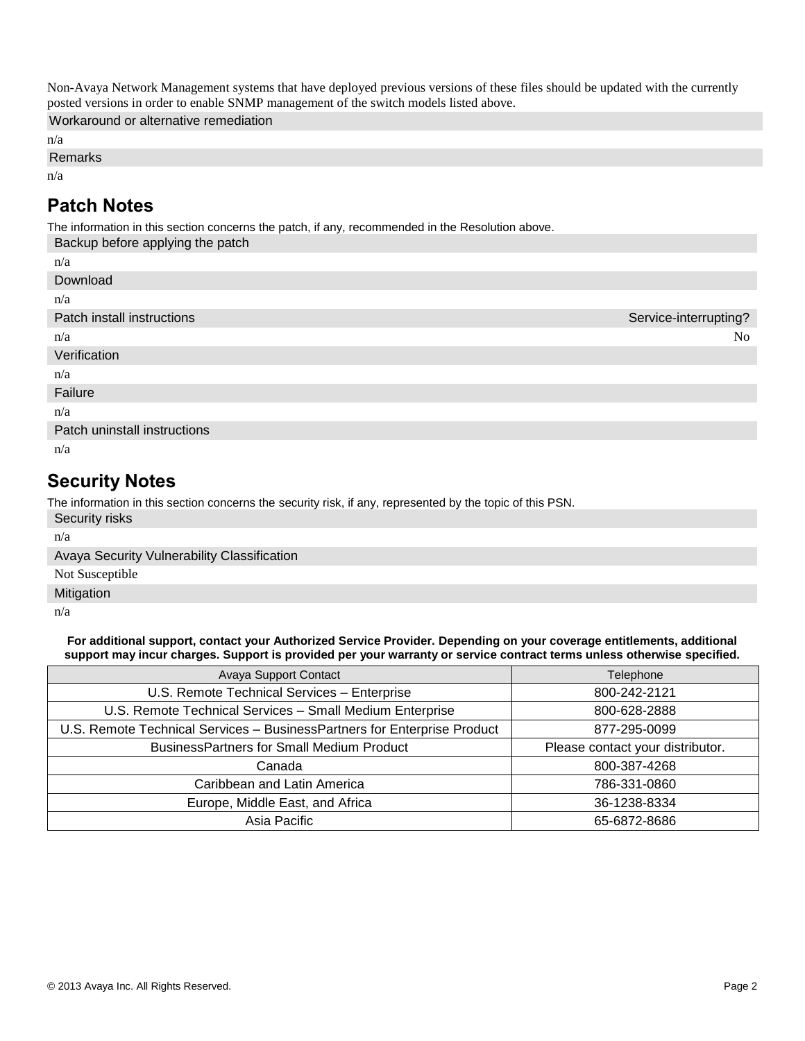Non-Avaya Network Management systems that have deployed previous versions of these files should be updated with the currently posted versions in order to enable SNMP management of the switch models listed above.

**Workaround or alternative remediation**

n/a

**Remarks**

n/a

## Patch Notes

The information in this section concerns the patch, if any, recommended in the Resolution above.

**Backup before applying the patch**

n/a

**Download**

n/a

| Patch install instructions | Service-interrupting? |
|---|---|
| n/a | No |

**Verification**

n/a

**Failure**

n/a

**Patch uninstall instructions**

n/a

## Security Notes

The information in this section concerns the security risk, if any, represented by the topic of this PSN.

**Security risks**

n/a

**Avaya Security Vulnerability Classification**

Not Susceptible

**Mitigation**

n/a

**For additional support, contact your Authorized Service Provider. Depending on your coverage entitlements, additional support may incur charges. Support is provided per your warranty or service contract terms unless otherwise specified.**

| Avaya Support Contact | Telephone |
|---|---|
| U.S. Remote Technical Services – Enterprise | 800-242-2121 |
| U.S. Remote Technical Services – Small Medium Enterprise | 800-628-2888 |
| U.S. Remote Technical Services – BusinessPartners for Enterprise Product | 877-295-0099 |
| BusinessPartners for Small Medium Product | Please contact your distributor. |
| Canada | 800-387-4268 |
| Caribbean and Latin America | 786-331-0860 |
| Europe, Middle East, and Africa | 36-1238-8334 |
| Asia Pacific | 65-6872-8686 |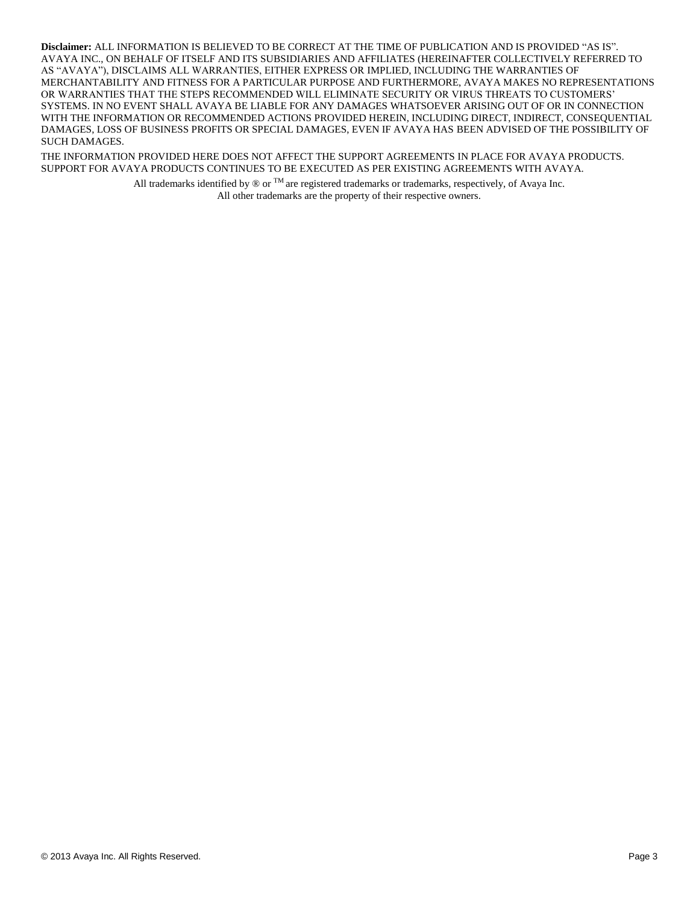**Disclaimer:** ALL INFORMATION IS BELIEVED TO BE CORRECT AT THE TIME OF PUBLICATION AND IS PROVIDED “AS IS”. AVAYA INC., ON BEHALF OF ITSELF AND ITS SUBSIDIARIES AND AFFILIATES (HEREINAFTER COLLECTIVELY REFERRED TO AS “AVAYA”), DISCLAIMS ALL WARRANTIES, EITHER EXPRESS OR IMPLIED, INCLUDING THE WARRANTIES OF MERCHANTABILITY AND FITNESS FOR A PARTICULAR PURPOSE AND FURTHERMORE, AVAYA MAKES NO REPRESENTATIONS OR WARRANTIES THAT THE STEPS RECOMMENDED WILL ELIMINATE SECURITY OR VIRUS THREATS TO CUSTOMERS’ SYSTEMS. IN NO EVENT SHALL AVAYA BE LIABLE FOR ANY DAMAGES WHATSOEVER ARISING OUT OF OR IN CONNECTION WITH THE INFORMATION OR RECOMMENDED ACTIONS PROVIDED HEREIN, INCLUDING DIRECT, INDIRECT, CONSEQUENTIAL DAMAGES, LOSS OF BUSINESS PROFITS OR SPECIAL DAMAGES, EVEN IF AVAYA HAS BEEN ADVISED OF THE POSSIBILITY OF SUCH DAMAGES.

THE INFORMATION PROVIDED HERE DOES NOT AFFECT THE SUPPORT AGREEMENTS IN PLACE FOR AVAYA PRODUCTS. SUPPORT FOR AVAYA PRODUCTS CONTINUES TO BE EXECUTED AS PER EXISTING AGREEMENTS WITH AVAYA.

All trademarks identified by ® or ™ are registered trademarks or trademarks, respectively, of Avaya Inc.
All other trademarks are the property of their respective owners.

© 2013 Avaya Inc. All Rights Reserved.